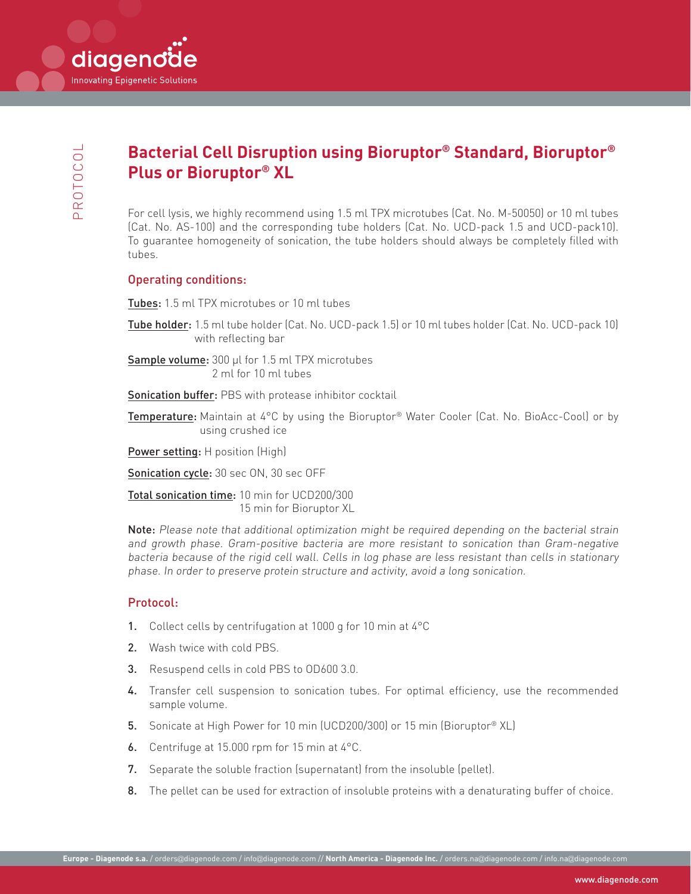# Bacterial Cell Disruption using Bioruptor® Standard, Bioruptor® Plus or Bioruptor® XL

For cell lysis, we highly recommend using 1.5 ml TPX microtubes (Cat. No. M-50050) or 10 ml tubes (Cat. No. AS-100) and the corresponding tube holders (Cat. No. UCD-pack 1.5 and UCD-pack10). To guarantee homogeneity of sonication, the tube holders should always be completely filled with tubes.

## Operating conditions:

Tubes: 1.5 ml TPX microtubes or 10 ml tubes

Tube holder: 1.5 ml tube holder (Cat. No. UCD-pack 1.5) or 10 ml tubes holder (Cat. No. UCD-pack 10) with reflecting bar

Sample volume: 300 µl for 1.5 ml TPX microtubes
2 ml for 10 ml tubes

Sonication buffer: PBS with protease inhibitor cocktail

Temperature: Maintain at 4°C by using the Bioruptor® Water Cooler (Cat. No. BioAcc-Cool) or by using crushed ice

Power setting: H position (High)

Sonication cycle: 30 sec ON, 30 sec OFF

Total sonication time: 10 min for UCD200/300
15 min for Bioruptor XL

**Note:** *Please note that additional optimization might be required depending on the bacterial strain and growth phase. Gram-positive bacteria are more resistant to sonication than Gram-negative bacteria because of the rigid cell wall. Cells in log phase are less resistant than cells in stationary phase. In order to preserve protein structure and activity, avoid a long sonication.*

## Protocol:

1. Collect cells by centrifugation at 1000 g for 10 min at 4°C
2. Wash twice with cold PBS.
3. Resuspend cells in cold PBS to OD600 3.0.
4. Transfer cell suspension to sonication tubes. For optimal efficiency, use the recommended sample volume.
5. Sonicate at High Power for 10 min (UCD200/300) or 15 min (Bioruptor® XL)
6. Centrifuge at 15.000 rpm for 15 min at 4°C.
7. Separate the soluble fraction (supernatant) from the insoluble (pellet).
8. The pellet can be used for extraction of insoluble proteins with a denaturating buffer of choice.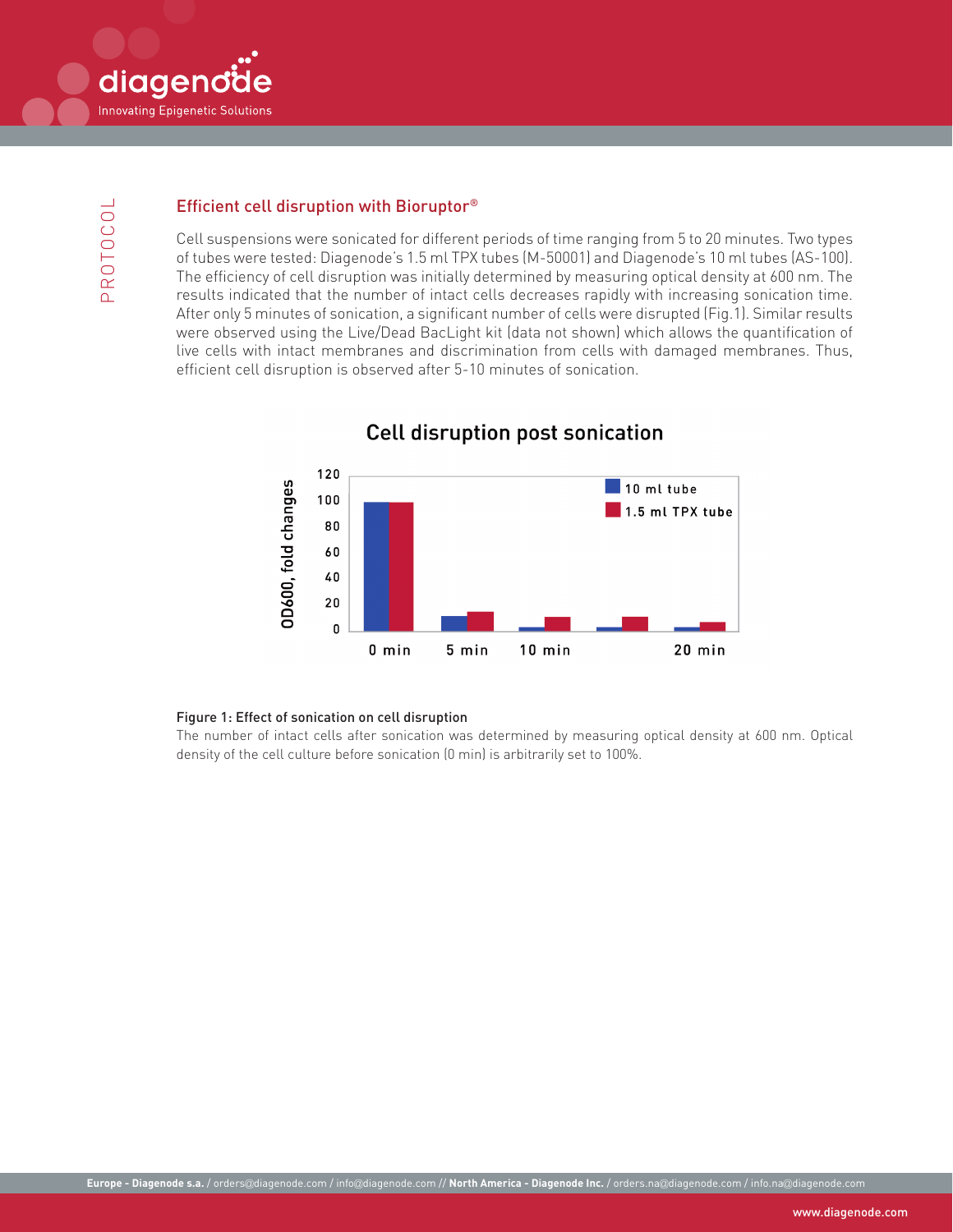## Efficient cell disruption with Bioruptor®

Cell suspensions were sonicated for different periods of time ranging from 5 to 20 minutes. Two types of tubes were tested: Diagenode's 1.5 ml TPX tubes (M-50001) and Diagenode's 10 ml tubes (AS-100). The efficiency of cell disruption was initially determined by measuring optical density at 600 nm. The results indicated that the number of intact cells decreases rapidly with increasing sonication time. After only 5 minutes of sonication, a significant number of cells were disrupted (Fig.1). Similar results were observed using the Live/Dead BacLight kit (data not shown) which allows the quantification of live cells with intact membranes and discrimination from cells with damaged membranes. Thus, efficient cell disruption is observed after 5-10 minutes of sonication.

**Figure 1: Effect of sonication on cell disruption**

The number of intact cells after sonication was determined by measuring optical density at 600 nm. Optical density of the cell culture before sonication (0 min) is arbitrarily set to 100%.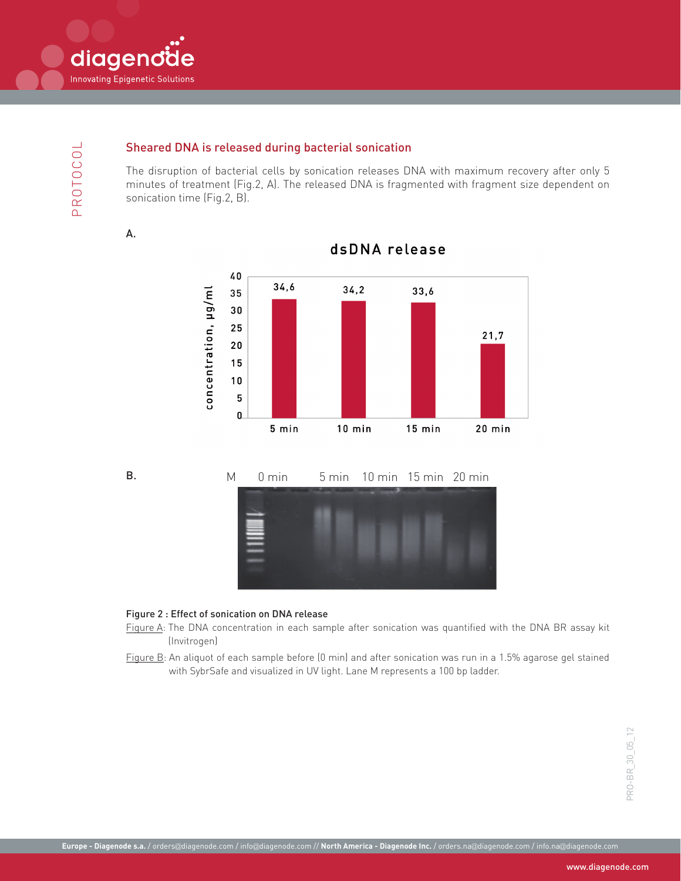## Sheared DNA is released during bacterial sonication

The disruption of bacterial cells by sonication releases DNA with maximum recovery after only 5 minutes of treatment (Fig.2, A). The released DNA is fragmented with fragment size dependent on sonication time (Fig.2, B).

A.

dsDNA release

concentration, µg/ml

40
35
30
25
20
15
10
5
0

34,6
34,2
33,6
21,7

5 min
10 min
15 min
20 min

B.

M
0 min
5 min
10 min
15 min
20 min

**Figure 2 : Effect of sonication on DNA release**

Figure A: The DNA concentration in each sample after sonication was quantified with the DNA BR assay kit (Invitrogen)

Figure B: An aliquot of each sample before (0 min) and after sonication was run in a 1.5% agarose gel stained with SybrSafe and visualized in UV light. Lane M represents a 100 bp ladder.